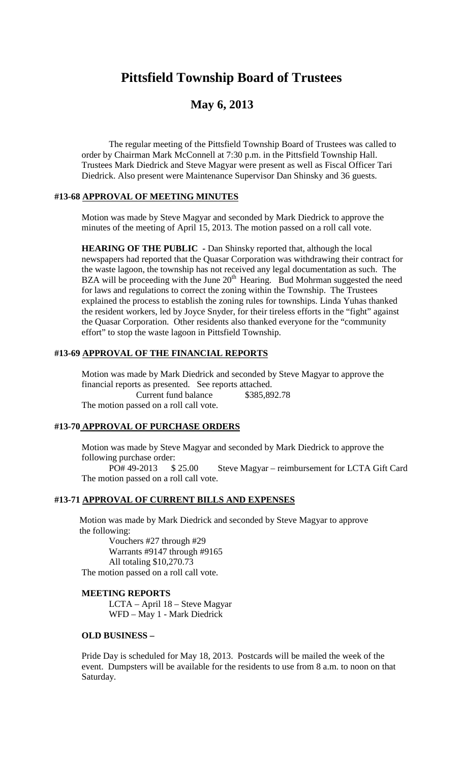# Pittsfield Township Board of Trustees

## May 6, 2013

The regular meeting of the Pittsfield Township Board of Trustees was called to order by Chairman Mark McConnell at 7:30 p.m. in the Pittsfield Township Hall. Trustees Mark Diedrick and Steve Magyar were present as well as Fiscal Officer Tari Diedrick. Also present were Maintenance Supervisor Dan Shinsky and 36 guests.

### #13-68 APPROVAL OF MEETING MINUTES

Motion was made by Steve Magyar and seconded by Mark Diedrick to approve the minutes of the meeting of April 15, 2013. The motion passed on a roll call vote.

**HEARING OF THE PUBLIC -** Dan Shinsky reported that, although the local newspapers had reported that the Quasar Corporation was withdrawing their contract for the waste lagoon, the township has not received any legal documentation as such. The BZA will be proceeding with the June 20th Hearing. Bud Mohrman suggested the need for laws and regulations to correct the zoning within the Township. The Trustees explained the process to establish the zoning rules for townships. Linda Yuhas thanked the resident workers, led by Joyce Snyder, for their tireless efforts in the "fight" against the Quasar Corporation. Other residents also thanked everyone for the "community effort" to stop the waste lagoon in Pittsfield Township.

### #13-69 APPROVAL OF THE FINANCIAL REPORTS

Motion was made by Mark Diedrick and seconded by Steve Magyar to approve the financial reports as presented. See reports attached.

Current fund balance $385,892.78

The motion passed on a roll call vote.

### #13-70 APPROVAL OF PURCHASE ORDERS

Motion was made by Steve Magyar and seconded by Mark Diedrick to approve the following purchase order:

PO# 49-2013 $ 25.00 Steve Magyar – reimbursement for LCTA Gift Card

The motion passed on a roll call vote.

### #13-71 APPROVAL OF CURRENT BILLS AND EXPENSES

Motion was made by Mark Diedrick and seconded by Steve Magyar to approve the following:

Vouchers #27 through #29
Warrants #9147 through #9165
All totaling $10,270.73

The motion passed on a roll call vote.

### MEETING REPORTS

LCTA – April 18 – Steve Magyar
WFD – May 1 - Mark Diedrick

### OLD BUSINESS –

Pride Day is scheduled for May 18, 2013. Postcards will be mailed the week of the event. Dumpsters will be available for the residents to use from 8 a.m. to noon on that Saturday.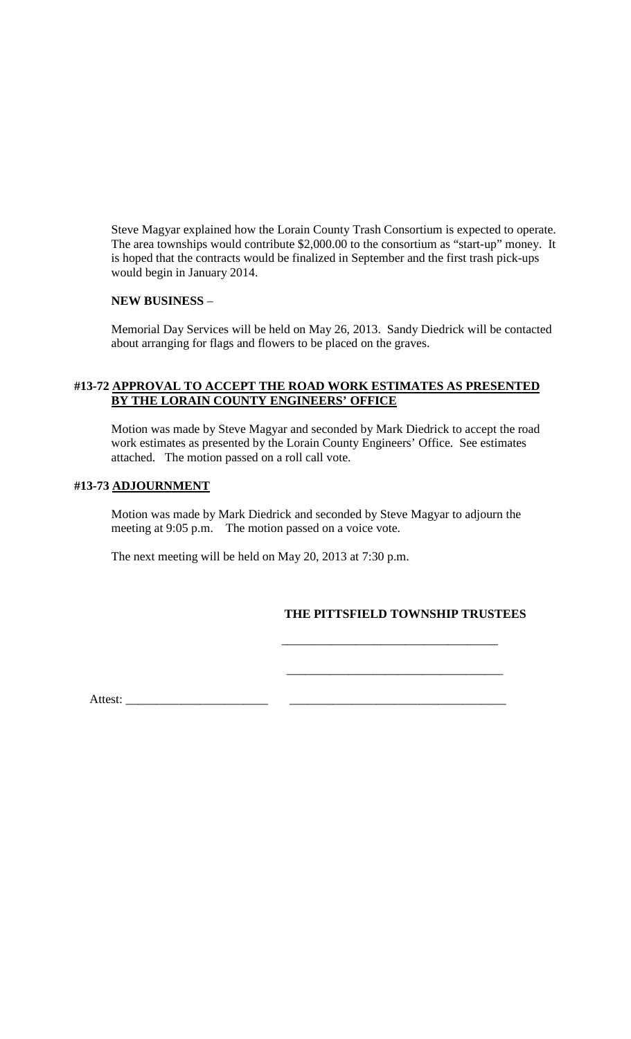Steve Magyar explained how the Lorain County Trash Consortium is expected to operate. The area townships would contribute $2,000.00 to the consortium as "start-up" money. It is hoped that the contracts would be finalized in September and the first trash pick-ups would begin in January 2014.

**NEW BUSINESS** –

Memorial Day Services will be held on May 26, 2013. Sandy Diedrick will be contacted about arranging for flags and flowers to be placed on the graves.

**#13-72 APPROVAL TO ACCEPT THE ROAD WORK ESTIMATES AS PRESENTED BY THE LORAIN COUNTY ENGINEERS' OFFICE**

Motion was made by Steve Magyar and seconded by Mark Diedrick to accept the road work estimates as presented by the Lorain County Engineers' Office. See estimates attached. The motion passed on a roll call vote.

**#13-73 ADJOURNMENT**

Motion was made by Mark Diedrick and seconded by Steve Magyar to adjourn the meeting at 9:05 p.m. The motion passed on a voice vote.

The next meeting will be held on May 20, 2013 at 7:30 p.m.

**THE PITTSFIELD TOWNSHIP TRUSTEES**

___________________________________

___________________________________

Attest: _______________________ ___________________________________